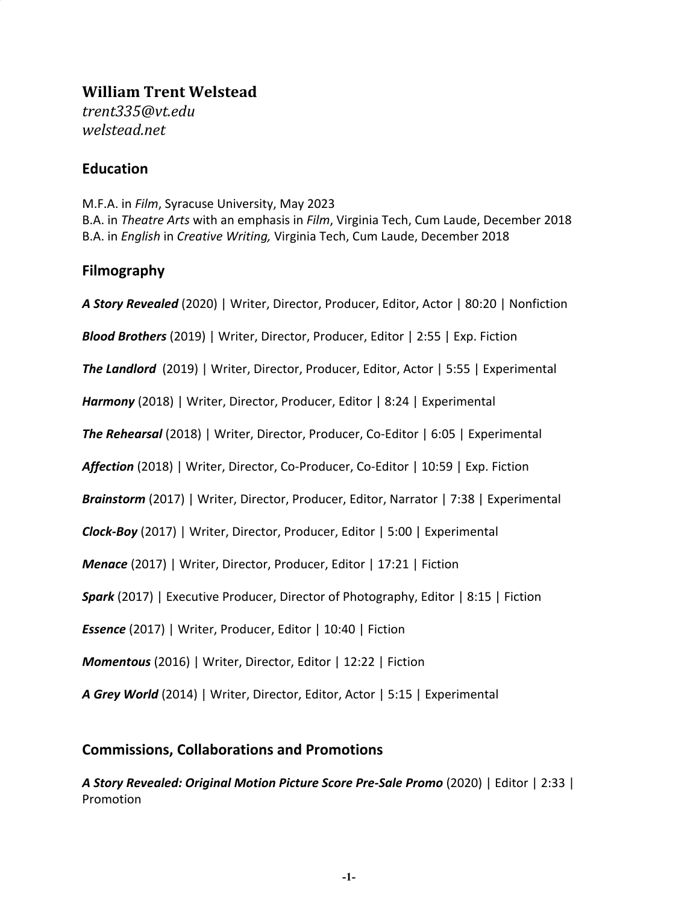**William Trent Welstead**
*trent335@vt.edu*
*welstead.net*

## Education

M.F.A. in *Film*, Syracuse University, May 2023
B.A. in *Theatre Arts* with an emphasis in *Film*, Virginia Tech, Cum Laude, December 2018
B.A. in *English* in *Creative Writing,* Virginia Tech, Cum Laude, December 2018

## Filmography

***A Story Revealed*** (2020) | Writer, Director, Producer, Editor, Actor | 80:20 | Nonfiction

***Blood Brothers*** (2019) | Writer, Director, Producer, Editor | 2:55 | Exp. Fiction

***The Landlord*** (2019) | Writer, Director, Producer, Editor, Actor | 5:55 | Experimental

***Harmony*** (2018) | Writer, Director, Producer, Editor | 8:24 | Experimental

***The Rehearsal*** (2018) | Writer, Director, Producer, Co-Editor | 6:05 | Experimental

***Affection*** (2018) | Writer, Director, Co-Producer, Co-Editor | 10:59 | Exp. Fiction

***Brainstorm*** (2017) | Writer, Director, Producer, Editor, Narrator | 7:38 | Experimental

***Clock-Boy*** (2017) | Writer, Director, Producer, Editor | 5:00 | Experimental

***Menace*** (2017) | Writer, Director, Producer, Editor | 17:21 | Fiction

***Spark*** (2017) | Executive Producer, Director of Photography, Editor | 8:15 | Fiction

***Essence*** (2017) | Writer, Producer, Editor | 10:40 | Fiction

***Momentous*** (2016) | Writer, Director, Editor | 12:22 | Fiction

***A Grey World*** (2014) | Writer, Director, Editor, Actor | 5:15 | Experimental

## Commissions, Collaborations and Promotions

***A Story Revealed: Original Motion Picture Score Pre-Sale Promo*** (2020) | Editor | 2:33 | Promotion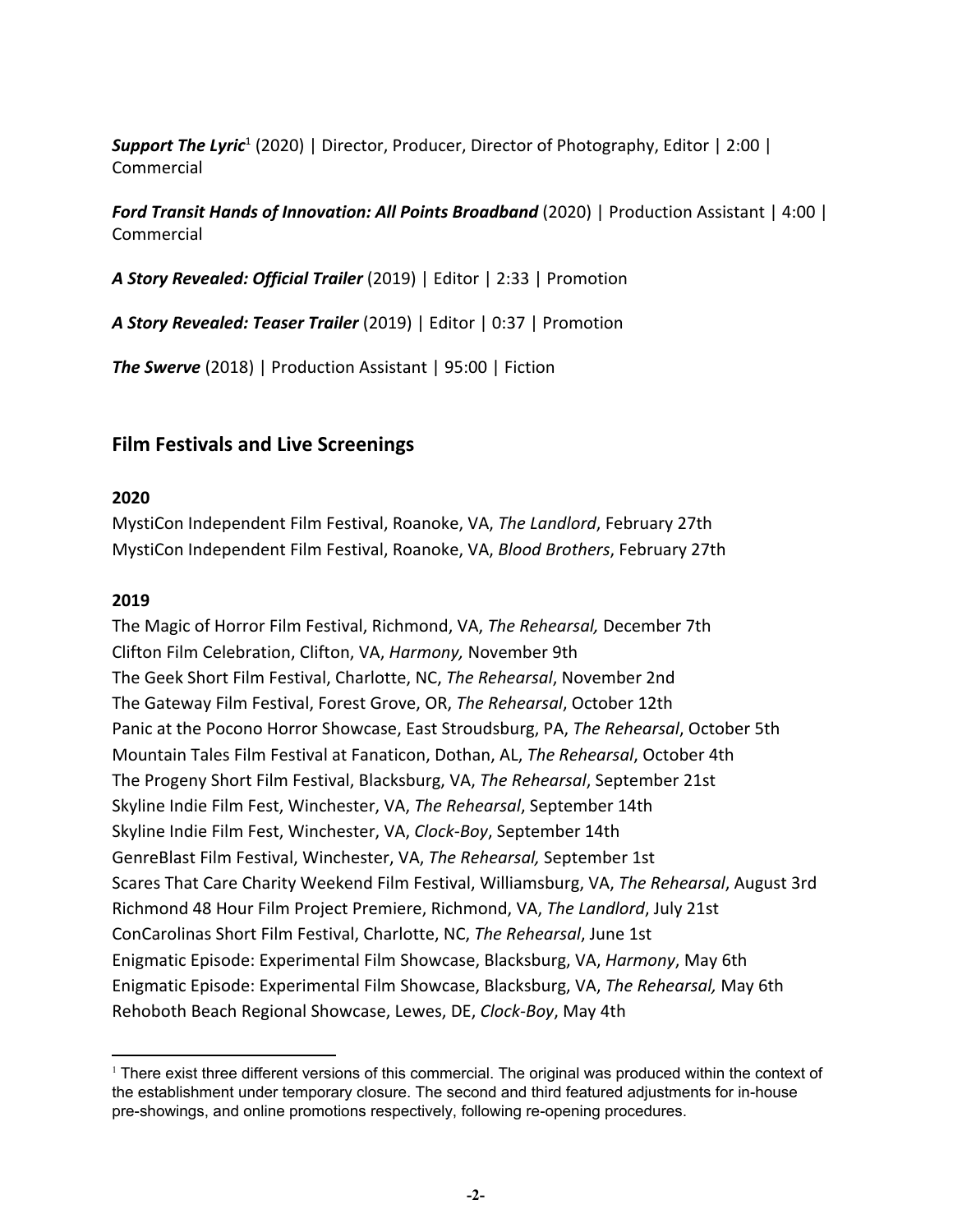***Support The Lyric***[1] (2020) | Director, Producer, Director of Photography, Editor | 2:00 | Commercial

***Ford Transit Hands of Innovation: All Points Broadband*** (2020) | Production Assistant | 4:00 | Commercial

***A Story Revealed: Official Trailer*** (2019) | Editor | 2:33 | Promotion

***A Story Revealed: Teaser Trailer*** (2019) | Editor | 0:37 | Promotion

***The Swerve*** (2018) | Production Assistant | 95:00 | Fiction

## Film Festivals and Live Screenings

**2020**

MystiCon Independent Film Festival, Roanoke, VA, *The Landlord*, February 27th
MystiCon Independent Film Festival, Roanoke, VA, *Blood Brothers*, February 27th

**2019**

The Magic of Horror Film Festival, Richmond, VA, *The Rehearsal,* December 7th
Clifton Film Celebration, Clifton, VA, *Harmony,* November 9th
The Geek Short Film Festival, Charlotte, NC, *The Rehearsal*, November 2nd
The Gateway Film Festival, Forest Grove, OR, *The Rehearsal*, October 12th
Panic at the Pocono Horror Showcase, East Stroudsburg, PA, *The Rehearsal*, October 5th
Mountain Tales Film Festival at Fanaticon, Dothan, AL, *The Rehearsal*, October 4th
The Progeny Short Film Festival, Blacksburg, VA, *The Rehearsal*, September 21st
Skyline Indie Film Fest, Winchester, VA, *The Rehearsal*, September 14th
Skyline Indie Film Fest, Winchester, VA, *Clock-Boy*, September 14th
GenreBlast Film Festival, Winchester, VA, *The Rehearsal,* September 1st
Scares That Care Charity Weekend Film Festival, Williamsburg, VA, *The Rehearsal*, August 3rd
Richmond 48 Hour Film Project Premiere, Richmond, VA, *The Landlord*, July 21st
ConCarolinas Short Film Festival, Charlotte, NC, *The Rehearsal*, June 1st
Enigmatic Episode: Experimental Film Showcase, Blacksburg, VA, *Harmony*, May 6th
Enigmatic Episode: Experimental Film Showcase, Blacksburg, VA, *The Rehearsal,* May 6th
Rehoboth Beach Regional Showcase, Lewes, DE, *Clock-Boy*, May 4th

---

[1] There exist three different versions of this commercial. The original was produced within the context of the establishment under temporary closure. The second and third featured adjustments for in-house pre-showings, and online promotions respectively, following re-opening procedures.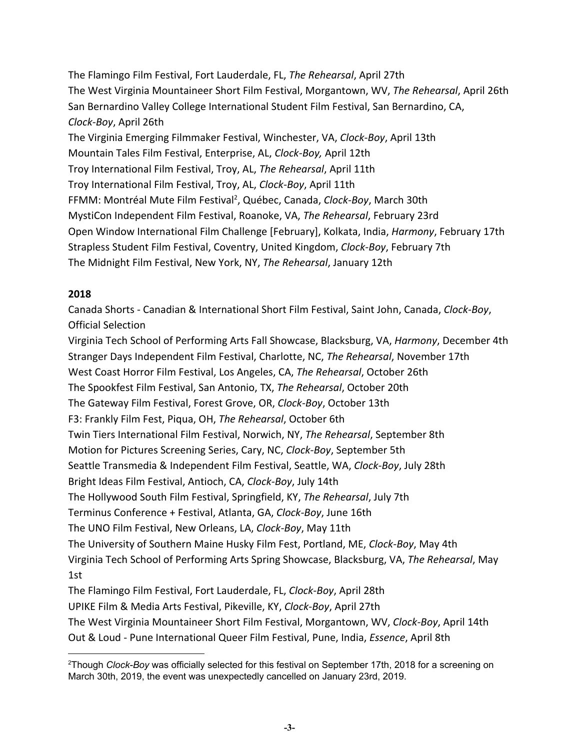The Flamingo Film Festival, Fort Lauderdale, FL, *The Rehearsal*, April 27th
The West Virginia Mountaineer Short Film Festival, Morgantown, WV, *The Rehearsal*, April 26th
San Bernardino Valley College International Student Film Festival, San Bernardino, CA, *Clock-Boy*, April 26th
The Virginia Emerging Filmmaker Festival, Winchester, VA, *Clock-Boy*, April 13th
Mountain Tales Film Festival, Enterprise, AL, *Clock-Boy,* April 12th
Troy International Film Festival, Troy, AL, *The Rehearsal*, April 11th
Troy International Film Festival, Troy, AL, *Clock-Boy*, April 11th
FFMM: Montréal Mute Film Festival[2], Québec, Canada, *Clock-Boy*, March 30th
MystiCon Independent Film Festival, Roanoke, VA, *The Rehearsal*, February 23rd
Open Window International Film Challenge [February], Kolkata, India, *Harmony*, February 17th
Strapless Student Film Festival, Coventry, United Kingdom, *Clock-Boy*, February 7th
The Midnight Film Festival, New York, NY, *The Rehearsal*, January 12th

**2018**

Canada Shorts - Canadian & International Short Film Festival, Saint John, Canada, *Clock-Boy*, Official Selection
Virginia Tech School of Performing Arts Fall Showcase, Blacksburg, VA, *Harmony*, December 4th
Stranger Days Independent Film Festival, Charlotte, NC, *The Rehearsal*, November 17th
West Coast Horror Film Festival, Los Angeles, CA, *The Rehearsal*, October 26th
The Spookfest Film Festival, San Antonio, TX, *The Rehearsal*, October 20th
The Gateway Film Festival, Forest Grove, OR, *Clock-Boy*, October 13th
F3: Frankly Film Fest, Piqua, OH, *The Rehearsal*, October 6th
Twin Tiers International Film Festival, Norwich, NY, *The Rehearsal*, September 8th
Motion for Pictures Screening Series, Cary, NC, *Clock-Boy*, September 5th
Seattle Transmedia & Independent Film Festival, Seattle, WA, *Clock-Boy*, July 28th
Bright Ideas Film Festival, Antioch, CA, *Clock-Boy*, July 14th
The Hollywood South Film Festival, Springfield, KY, *The Rehearsal*, July 7th
Terminus Conference + Festival, Atlanta, GA, *Clock-Boy*, June 16th
The UNO Film Festival, New Orleans, LA, *Clock-Boy*, May 11th
The University of Southern Maine Husky Film Fest, Portland, ME, *Clock-Boy*, May 4th
Virginia Tech School of Performing Arts Spring Showcase, Blacksburg, VA, *The Rehearsal*, May 1st
The Flamingo Film Festival, Fort Lauderdale, FL, *Clock-Boy*, April 28th
UPIKE Film & Media Arts Festival, Pikeville, KY, *Clock-Boy*, April 27th
The West Virginia Mountaineer Short Film Festival, Morgantown, WV, *Clock-Boy*, April 14th
Out & Loud - Pune International Queer Film Festival, Pune, India, *Essence*, April 8th

[2] Though *Clock-Boy* was officially selected for this festival on September 17th, 2018 for a screening on March 30th, 2019, the event was unexpectedly cancelled on January 23rd, 2019.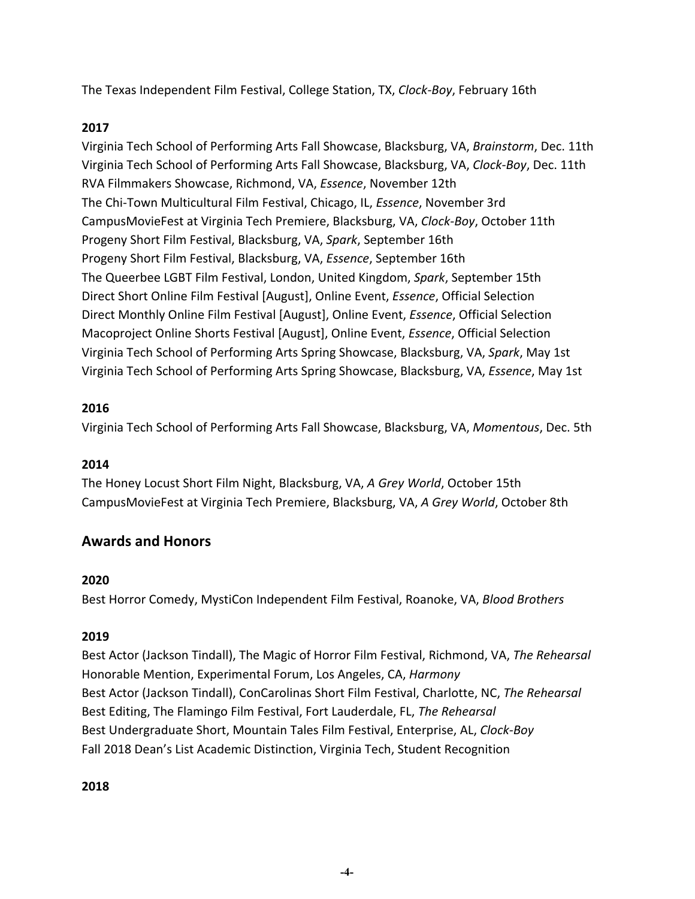The Texas Independent Film Festival, College Station, TX, *Clock-Boy*, February 16th

**2017**

Virginia Tech School of Performing Arts Fall Showcase, Blacksburg, VA, *Brainstorm*, Dec. 11th
Virginia Tech School of Performing Arts Fall Showcase, Blacksburg, VA, *Clock-Boy*, Dec. 11th
RVA Filmmakers Showcase, Richmond, VA, *Essence*, November 12th
The Chi-Town Multicultural Film Festival, Chicago, IL, *Essence*, November 3rd
CampusMovieFest at Virginia Tech Premiere, Blacksburg, VA, *Clock-Boy*, October 11th
Progeny Short Film Festival, Blacksburg, VA, *Spark*, September 16th
Progeny Short Film Festival, Blacksburg, VA, *Essence*, September 16th
The Queerbee LGBT Film Festival, London, United Kingdom, *Spark*, September 15th
Direct Short Online Film Festival [August], Online Event, *Essence*, Official Selection
Direct Monthly Online Film Festival [August], Online Event, *Essence*, Official Selection
Macoproject Online Shorts Festival [August], Online Event, *Essence*, Official Selection
Virginia Tech School of Performing Arts Spring Showcase, Blacksburg, VA, *Spark*, May 1st
Virginia Tech School of Performing Arts Spring Showcase, Blacksburg, VA, *Essence*, May 1st

**2016**

Virginia Tech School of Performing Arts Fall Showcase, Blacksburg, VA, *Momentous*, Dec. 5th

**2014**

The Honey Locust Short Film Night, Blacksburg, VA, *A Grey World*, October 15th
CampusMovieFest at Virginia Tech Premiere, Blacksburg, VA, *A Grey World*, October 8th

## Awards and Honors

**2020**

Best Horror Comedy, MystiCon Independent Film Festival, Roanoke, VA, *Blood Brothers*

**2019**

Best Actor (Jackson Tindall), The Magic of Horror Film Festival, Richmond, VA, *The Rehearsal*
Honorable Mention, Experimental Forum, Los Angeles, CA, *Harmony*
Best Actor (Jackson Tindall), ConCarolinas Short Film Festival, Charlotte, NC, *The Rehearsal*
Best Editing, The Flamingo Film Festival, Fort Lauderdale, FL, *The Rehearsal*
Best Undergraduate Short, Mountain Tales Film Festival, Enterprise, AL, *Clock-Boy*
Fall 2018 Dean's List Academic Distinction, Virginia Tech, Student Recognition

**2018**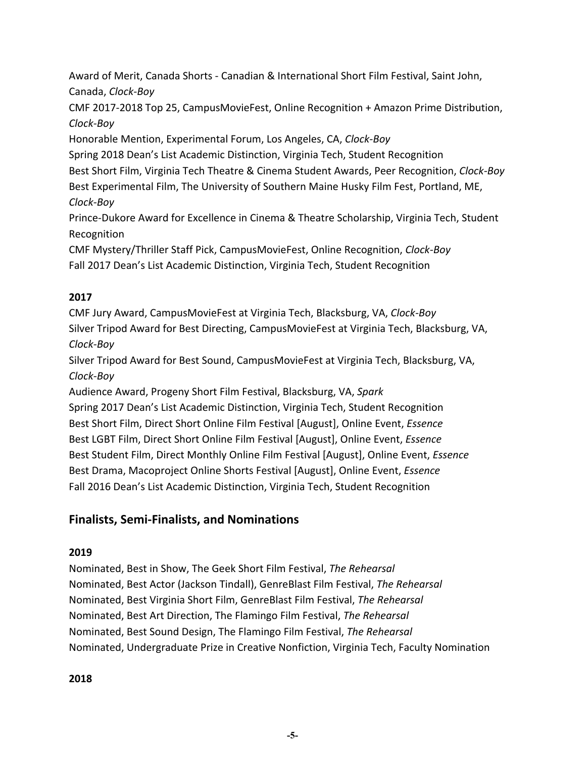Award of Merit, Canada Shorts - Canadian & International Short Film Festival, Saint John, Canada, *Clock-Boy*
CMF 2017-2018 Top 25, CampusMovieFest, Online Recognition + Amazon Prime Distribution, *Clock-Boy*
Honorable Mention, Experimental Forum, Los Angeles, CA, *Clock-Boy*
Spring 2018 Dean's List Academic Distinction, Virginia Tech, Student Recognition
Best Short Film, Virginia Tech Theatre & Cinema Student Awards, Peer Recognition, *Clock-Boy*
Best Experimental Film, The University of Southern Maine Husky Film Fest, Portland, ME, *Clock-Boy*
Prince-Dukore Award for Excellence in Cinema & Theatre Scholarship, Virginia Tech, Student Recognition
CMF Mystery/Thriller Staff Pick, CampusMovieFest, Online Recognition, *Clock-Boy*
Fall 2017 Dean's List Academic Distinction, Virginia Tech, Student Recognition

**2017**
CMF Jury Award, CampusMovieFest at Virginia Tech, Blacksburg, VA, *Clock-Boy*
Silver Tripod Award for Best Directing, CampusMovieFest at Virginia Tech, Blacksburg, VA, *Clock-Boy*
Silver Tripod Award for Best Sound, CampusMovieFest at Virginia Tech, Blacksburg, VA, *Clock-Boy*
Audience Award, Progeny Short Film Festival, Blacksburg, VA, *Spark*
Spring 2017 Dean's List Academic Distinction, Virginia Tech, Student Recognition
Best Short Film, Direct Short Online Film Festival [August], Online Event, *Essence*
Best LGBT Film, Direct Short Online Film Festival [August], Online Event, *Essence*
Best Student Film, Direct Monthly Online Film Festival [August], Online Event, *Essence*
Best Drama, Macoproject Online Shorts Festival [August], Online Event, *Essence*
Fall 2016 Dean's List Academic Distinction, Virginia Tech, Student Recognition

## Finalists, Semi-Finalists, and Nominations

**2019**
Nominated, Best in Show, The Geek Short Film Festival, *The Rehearsal*
Nominated, Best Actor (Jackson Tindall), GenreBlast Film Festival, *The Rehearsal*
Nominated, Best Virginia Short Film, GenreBlast Film Festival, *The Rehearsal*
Nominated, Best Art Direction, The Flamingo Film Festival, *The Rehearsal*
Nominated, Best Sound Design, The Flamingo Film Festival, *The Rehearsal*
Nominated, Undergraduate Prize in Creative Nonfiction, Virginia Tech, Faculty Nomination

**2018**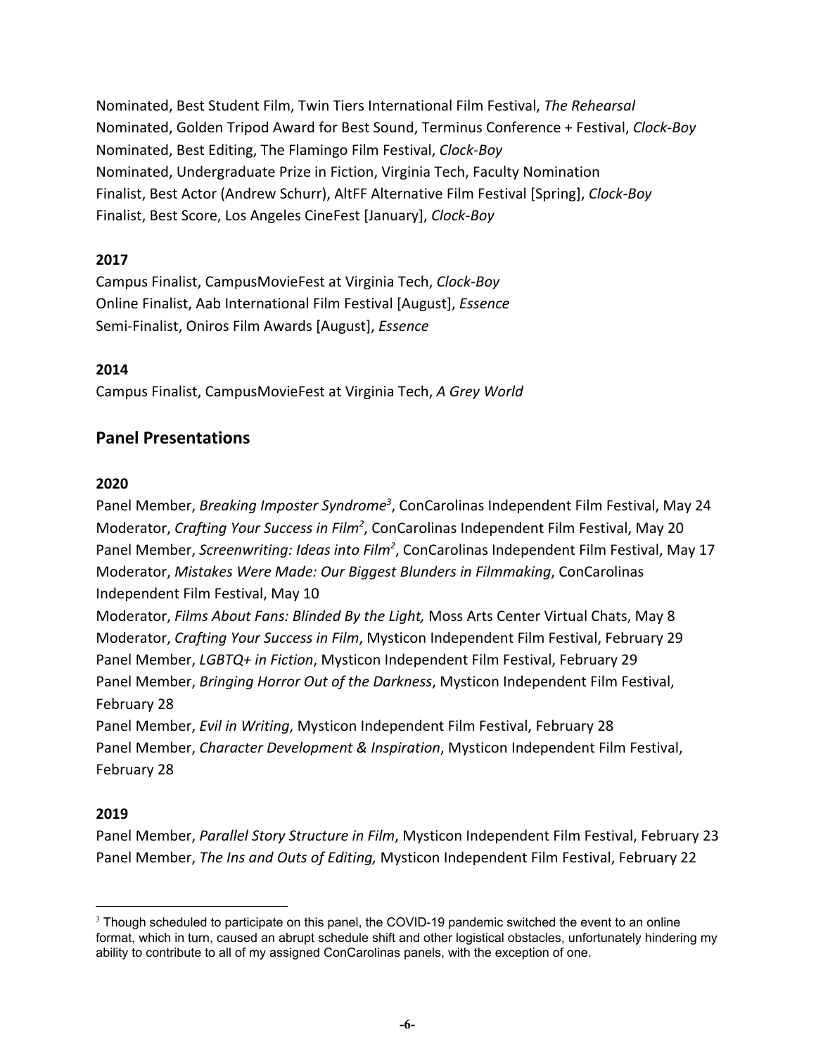Nominated, Best Student Film, Twin Tiers International Film Festival, *The Rehearsal*
Nominated, Golden Tripod Award for Best Sound, Terminus Conference + Festival, *Clock-Boy*
Nominated, Best Editing, The Flamingo Film Festival, *Clock-Boy*
Nominated, Undergraduate Prize in Fiction, Virginia Tech, Faculty Nomination
Finalist, Best Actor (Andrew Schurr), AltFF Alternative Film Festival [Spring], *Clock-Boy*
Finalist, Best Score, Los Angeles CineFest [January], *Clock-Boy*

**2017**

Campus Finalist, CampusMovieFest at Virginia Tech, *Clock-Boy*
Online Finalist, Aab International Film Festival [August], *Essence*
Semi-Finalist, Oniros Film Awards [August], *Essence*

**2014**

Campus Finalist, CampusMovieFest at Virginia Tech, *A Grey World*

## Panel Presentations

**2020**

Panel Member, *Breaking Imposter Syndrome*[3], ConCarolinas Independent Film Festival, May 24
Moderator, *Crafting Your Success in Film*[2], ConCarolinas Independent Film Festival, May 20
Panel Member, *Screenwriting: Ideas into Film*[2], ConCarolinas Independent Film Festival, May 17
Moderator, *Mistakes Were Made: Our Biggest Blunders in Filmmaking*, ConCarolinas Independent Film Festival, May 10
Moderator, *Films About Fans: Blinded By the Light,* Moss Arts Center Virtual Chats, May 8
Moderator, *Crafting Your Success in Film*, Mysticon Independent Film Festival, February 29
Panel Member, *LGBTQ+ in Fiction*, Mysticon Independent Film Festival, February 29
Panel Member, *Bringing Horror Out of the Darkness*, Mysticon Independent Film Festival, February 28
Panel Member, *Evil in Writing*, Mysticon Independent Film Festival, February 28
Panel Member, *Character Development & Inspiration*, Mysticon Independent Film Festival, February 28

**2019**

Panel Member, *Parallel Story Structure in Film*, Mysticon Independent Film Festival, February 23
Panel Member, *The Ins and Outs of Editing,* Mysticon Independent Film Festival, February 22

---

[3] Though scheduled to participate on this panel, the COVID-19 pandemic switched the event to an online format, which in turn, caused an abrupt schedule shift and other logistical obstacles, unfortunately hindering my ability to contribute to all of my assigned ConCarolinas panels, with the exception of one.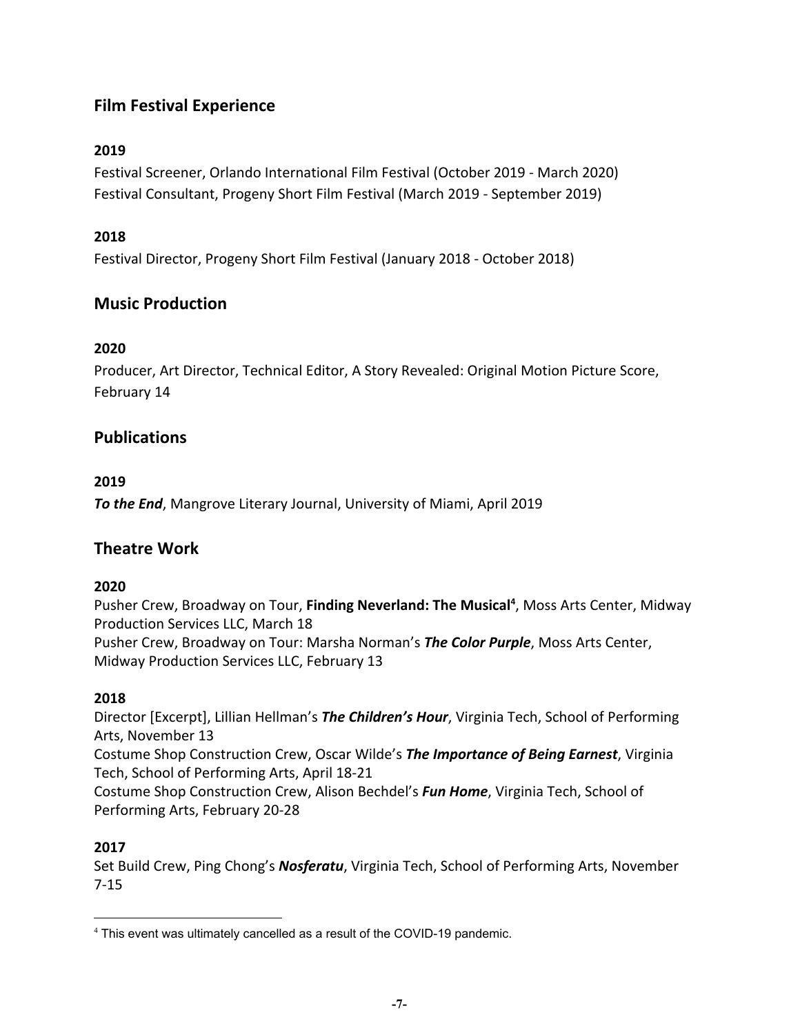## Film Festival Experience

**2019**

Festival Screener, Orlando International Film Festival (October 2019 - March 2020)
Festival Consultant, Progeny Short Film Festival (March 2019 - September 2019)

**2018**

Festival Director, Progeny Short Film Festival (January 2018 - October 2018)

## Music Production

**2020**

Producer, Art Director, Technical Editor, A Story Revealed: Original Motion Picture Score, February 14

## Publications

**2019**

***To the End***, Mangrove Literary Journal, University of Miami, April 2019

## Theatre Work

**2020**

Pusher Crew, Broadway on Tour, **Finding Neverland: The Musical**[4], Moss Arts Center, Midway Production Services LLC, March 18
Pusher Crew, Broadway on Tour: Marsha Norman's ***The Color Purple***, Moss Arts Center, Midway Production Services LLC, February 13

**2018**

Director [Excerpt], Lillian Hellman's ***The Children's Hour***, Virginia Tech, School of Performing Arts, November 13
Costume Shop Construction Crew, Oscar Wilde's ***The Importance of Being Earnest***, Virginia Tech, School of Performing Arts, April 18-21
Costume Shop Construction Crew, Alison Bechdel's ***Fun Home***, Virginia Tech, School of Performing Arts, February 20-28

**2017**

Set Build Crew, Ping Chong's ***Nosferatu***, Virginia Tech, School of Performing Arts, November 7-15

---

[4] This event was ultimately cancelled as a result of the COVID-19 pandemic.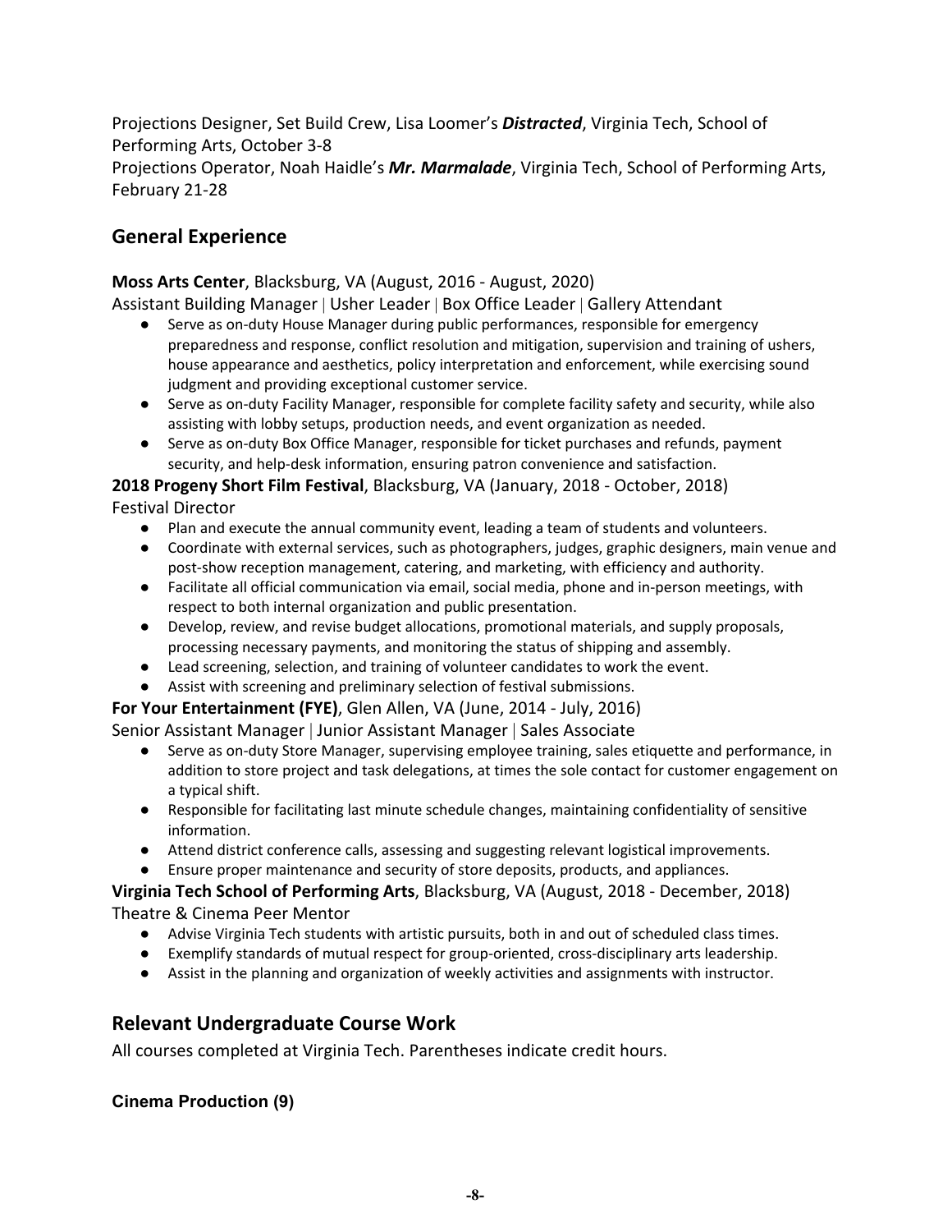Projections Designer, Set Build Crew, Lisa Loomer's ***Distracted***, Virginia Tech, School of Performing Arts, October 3-8
Projections Operator, Noah Haidle's ***Mr. Marmalade***, Virginia Tech, School of Performing Arts, February 21-28

## General Experience

**Moss Arts Center**, Blacksburg, VA (August, 2016 - August, 2020)
Assistant Building Manager | Usher Leader | Box Office Leader | Gallery Attendant

- Serve as on-duty House Manager during public performances, responsible for emergency preparedness and response, conflict resolution and mitigation, supervision and training of ushers, house appearance and aesthetics, policy interpretation and enforcement, while exercising sound judgment and providing exceptional customer service.
- Serve as on-duty Facility Manager, responsible for complete facility safety and security, while also assisting with lobby setups, production needs, and event organization as needed.
- Serve as on-duty Box Office Manager, responsible for ticket purchases and refunds, payment security, and help-desk information, ensuring patron convenience and satisfaction.

**2018 Progeny Short Film Festival**, Blacksburg, VA (January, 2018 - October, 2018)
Festival Director

- Plan and execute the annual community event, leading a team of students and volunteers.
- Coordinate with external services, such as photographers, judges, graphic designers, main venue and post-show reception management, catering, and marketing, with efficiency and authority.
- Facilitate all official communication via email, social media, phone and in-person meetings, with respect to both internal organization and public presentation.
- Develop, review, and revise budget allocations, promotional materials, and supply proposals, processing necessary payments, and monitoring the status of shipping and assembly.
- Lead screening, selection, and training of volunteer candidates to work the event.
- Assist with screening and preliminary selection of festival submissions.

**For Your Entertainment (FYE)**, Glen Allen, VA (June, 2014 - July, 2016)
Senior Assistant Manager | Junior Assistant Manager | Sales Associate

- Serve as on-duty Store Manager, supervising employee training, sales etiquette and performance, in addition to store project and task delegations, at times the sole contact for customer engagement on a typical shift.
- Responsible for facilitating last minute schedule changes, maintaining confidentiality of sensitive information.
- Attend district conference calls, assessing and suggesting relevant logistical improvements.
- Ensure proper maintenance and security of store deposits, products, and appliances.

**Virginia Tech School of Performing Arts**, Blacksburg, VA (August, 2018 - December, 2018)
Theatre & Cinema Peer Mentor

- Advise Virginia Tech students with artistic pursuits, both in and out of scheduled class times.
- Exemplify standards of mutual respect for group-oriented, cross-disciplinary arts leadership.
- Assist in the planning and organization of weekly activities and assignments with instructor.

## Relevant Undergraduate Course Work

All courses completed at Virginia Tech. Parentheses indicate credit hours.

### Cinema Production (9)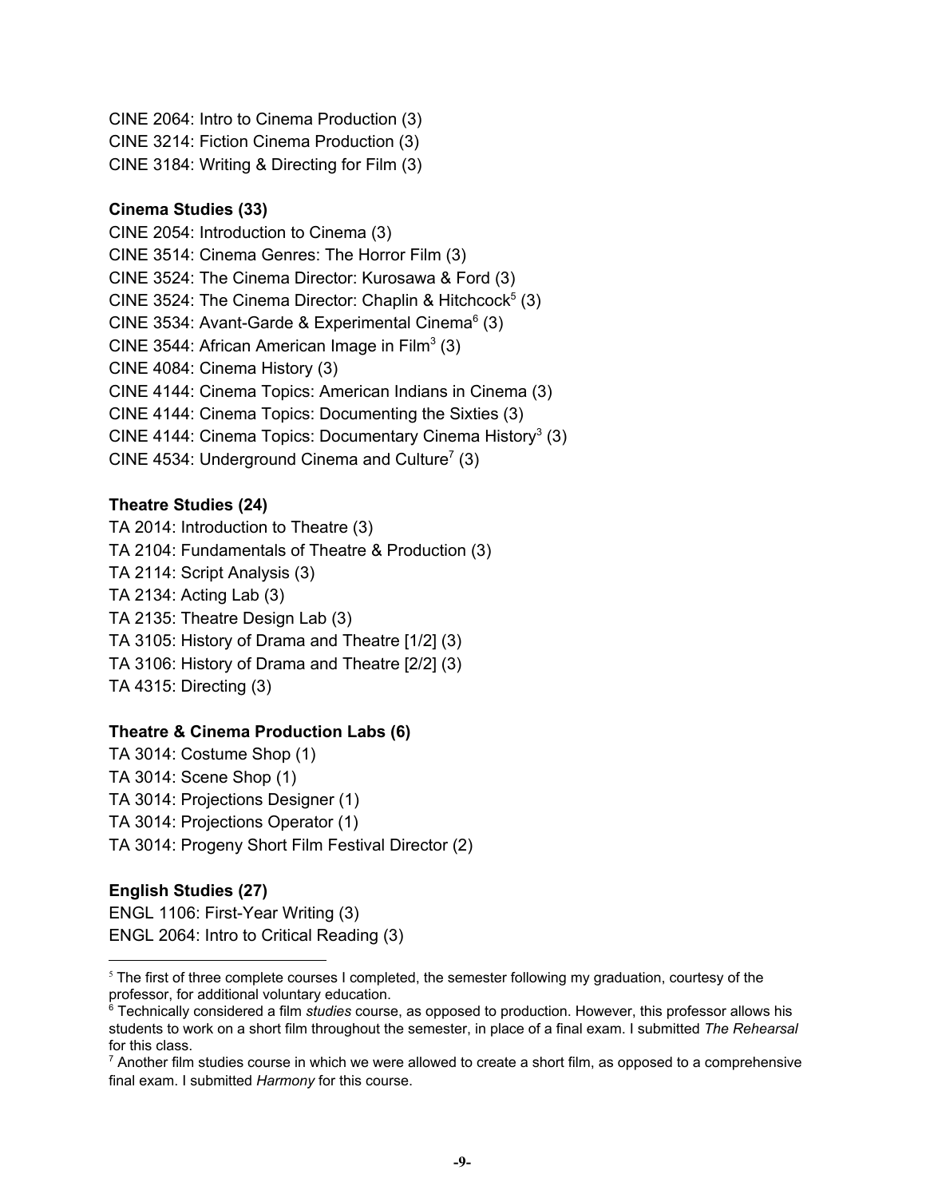CINE 2064: Intro to Cinema Production (3)
CINE 3214: Fiction Cinema Production (3)
CINE 3184: Writing & Directing for Film (3)

**Cinema Studies (33)**

CINE 2054: Introduction to Cinema (3)
CINE 3514: Cinema Genres: The Horror Film (3)
CINE 3524: The Cinema Director: Kurosawa & Ford (3)
CINE 3524: The Cinema Director: Chaplin & Hitchcock[5] (3)
CINE 3534: Avant-Garde & Experimental Cinema[6] (3)
CINE 3544: African American Image in Film[3] (3)
CINE 4084: Cinema History (3)
CINE 4144: Cinema Topics: American Indians in Cinema (3)
CINE 4144: Cinema Topics: Documenting the Sixties (3)
CINE 4144: Cinema Topics: Documentary Cinema History[3] (3)
CINE 4534: Underground Cinema and Culture[7] (3)

**Theatre Studies (24)**

TA 2014: Introduction to Theatre (3)
TA 2104: Fundamentals of Theatre & Production (3)
TA 2114: Script Analysis (3)
TA 2134: Acting Lab (3)
TA 2135: Theatre Design Lab (3)
TA 3105: History of Drama and Theatre [1/2] (3)
TA 3106: History of Drama and Theatre [2/2] (3)
TA 4315: Directing (3)

**Theatre & Cinema Production Labs (6)**

TA 3014: Costume Shop (1)
TA 3014: Scene Shop (1)
TA 3014: Projections Designer (1)
TA 3014: Projections Operator (1)
TA 3014: Progeny Short Film Festival Director (2)

**English Studies (27)**

ENGL 1106: First-Year Writing (3)
ENGL 2064: Intro to Critical Reading (3)

---

[5] The first of three complete courses I completed, the semester following my graduation, courtesy of the professor, for additional voluntary education.

[6] Technically considered a film *studies* course, as opposed to production. However, this professor allows his students to work on a short film throughout the semester, in place of a final exam. I submitted *The Rehearsal* for this class.

[7] Another film studies course in which we were allowed to create a short film, as opposed to a comprehensive final exam. I submitted *Harmony* for this course.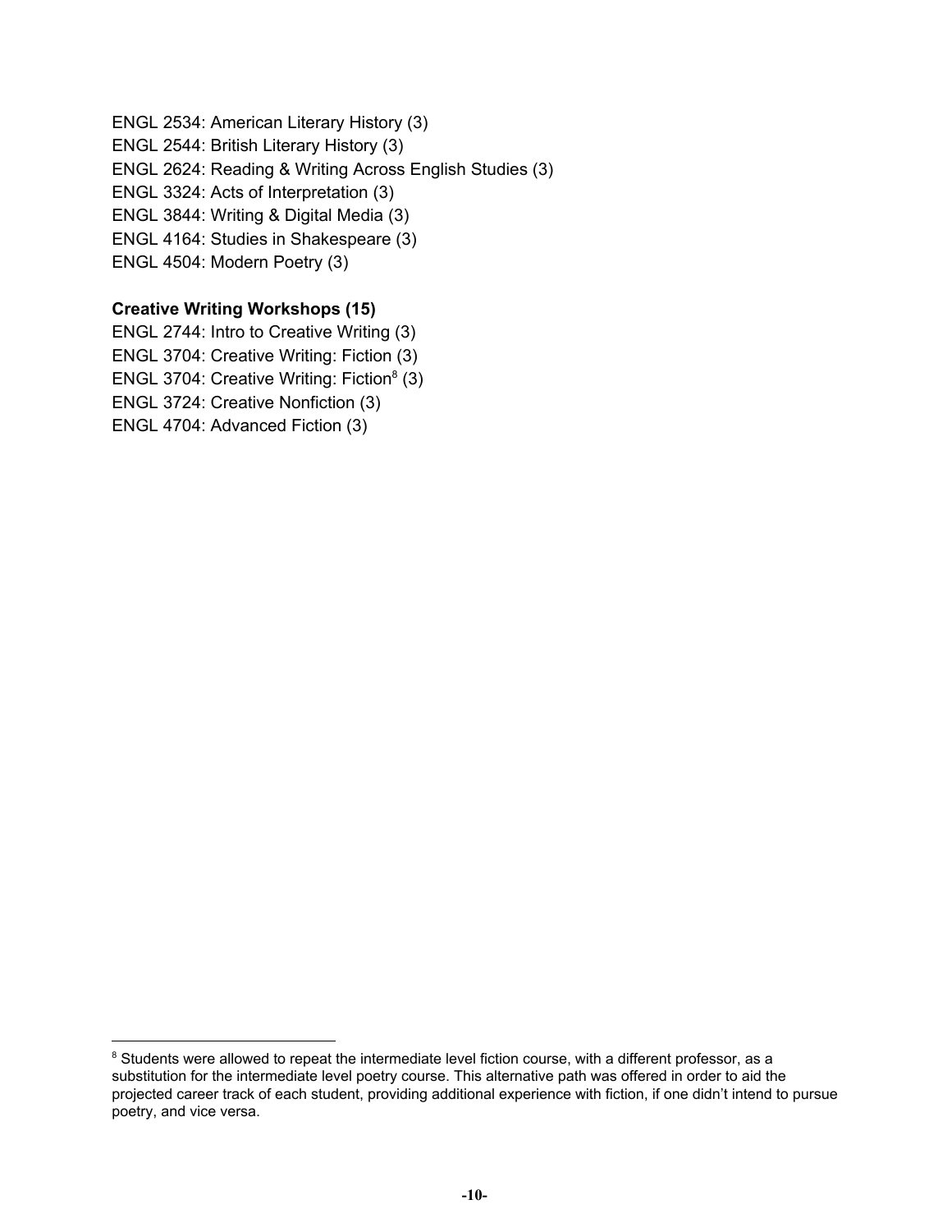ENGL 2534: American Literary History (3)
ENGL 2544: British Literary History (3)
ENGL 2624: Reading & Writing Across English Studies (3)
ENGL 3324: Acts of Interpretation (3)
ENGL 3844: Writing & Digital Media (3)
ENGL 4164: Studies in Shakespeare (3)
ENGL 4504: Modern Poetry (3)

**Creative Writing Workshops (15)**
ENGL 2744: Intro to Creative Writing (3)
ENGL 3704: Creative Writing: Fiction (3)
ENGL 3704: Creative Writing: Fiction[8] (3)
ENGL 3724: Creative Nonfiction (3)
ENGL 4704: Advanced Fiction (3)

[8] Students were allowed to repeat the intermediate level fiction course, with a different professor, as a substitution for the intermediate level poetry course. This alternative path was offered in order to aid the projected career track of each student, providing additional experience with fiction, if one didn't intend to pursue poetry, and vice versa.